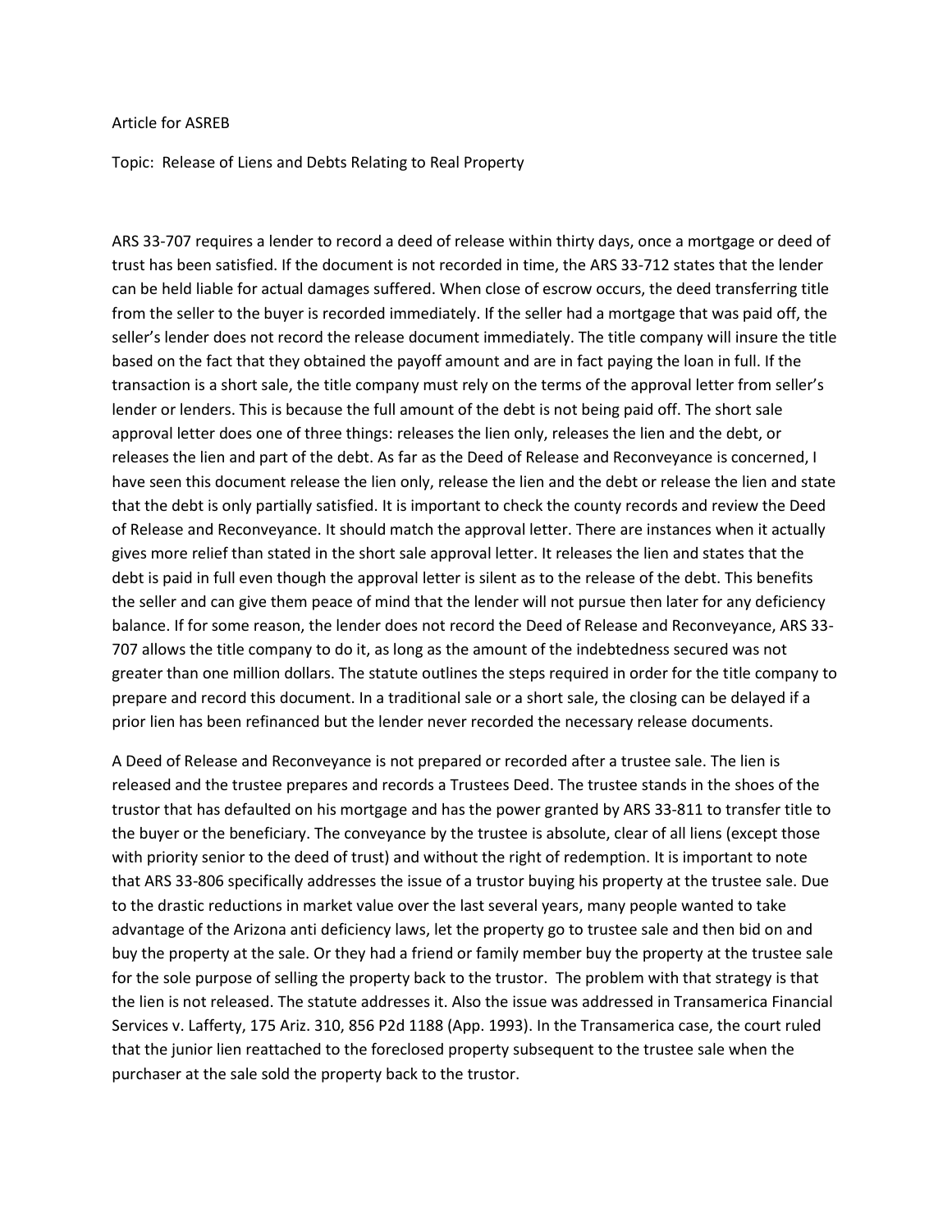Article for ASREB

Topic: Release of Liens and Debts Relating to Real Property

ARS 33-707 requires a lender to record a deed of release within thirty days, once a mortgage or deed of trust has been satisfied. If the document is not recorded in time, the ARS 33-712 states that the lender can be held liable for actual damages suffered. When close of escrow occurs, the deed transferring title from the seller to the buyer is recorded immediately. If the seller had a mortgage that was paid off, the seller's lender does not record the release document immediately. The title company will insure the title based on the fact that they obtained the payoff amount and are in fact paying the loan in full. If the transaction is a short sale, the title company must rely on the terms of the approval letter from seller's lender or lenders. This is because the full amount of the debt is not being paid off. The short sale approval letter does one of three things: releases the lien only, releases the lien and the debt, or releases the lien and part of the debt. As far as the Deed of Release and Reconveyance is concerned, I have seen this document release the lien only, release the lien and the debt or release the lien and state that the debt is only partially satisfied. It is important to check the county records and review the Deed of Release and Reconveyance. It should match the approval letter. There are instances when it actually gives more relief than stated in the short sale approval letter. It releases the lien and states that the debt is paid in full even though the approval letter is silent as to the release of the debt. This benefits the seller and can give them peace of mind that the lender will not pursue then later for any deficiency balance. If for some reason, the lender does not record the Deed of Release and Reconveyance, ARS 33-707 allows the title company to do it, as long as the amount of the indebtedness secured was not greater than one million dollars. The statute outlines the steps required in order for the title company to prepare and record this document. In a traditional sale or a short sale, the closing can be delayed if a prior lien has been refinanced but the lender never recorded the necessary release documents.

A Deed of Release and Reconveyance is not prepared or recorded after a trustee sale. The lien is released and the trustee prepares and records a Trustees Deed. The trustee stands in the shoes of the trustor that has defaulted on his mortgage and has the power granted by ARS 33-811 to transfer title to the buyer or the beneficiary. The conveyance by the trustee is absolute, clear of all liens (except those with priority senior to the deed of trust) and without the right of redemption. It is important to note that ARS 33-806 specifically addresses the issue of a trustor buying his property at the trustee sale. Due to the drastic reductions in market value over the last several years, many people wanted to take advantage of the Arizona anti deficiency laws, let the property go to trustee sale and then bid on and buy the property at the sale. Or they had a friend or family member buy the property at the trustee sale for the sole purpose of selling the property back to the trustor. The problem with that strategy is that the lien is not released. The statute addresses it. Also the issue was addressed in Transamerica Financial Services v. Lafferty, 175 Ariz. 310, 856 P2d 1188 (App. 1993). In the Transamerica case, the court ruled that the junior lien reattached to the foreclosed property subsequent to the trustee sale when the purchaser at the sale sold the property back to the trustor.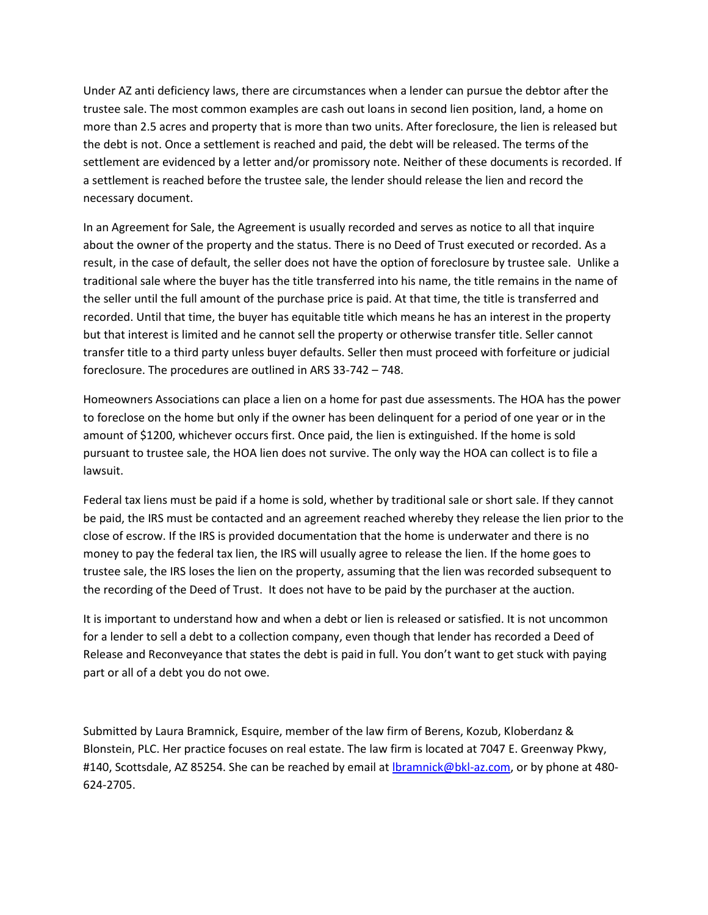Under AZ anti deficiency laws, there are circumstances when a lender can pursue the debtor after the trustee sale. The most common examples are cash out loans in second lien position, land, a home on more than 2.5 acres and property that is more than two units. After foreclosure, the lien is released but the debt is not. Once a settlement is reached and paid, the debt will be released. The terms of the settlement are evidenced by a letter and/or promissory note. Neither of these documents is recorded. If a settlement is reached before the trustee sale, the lender should release the lien and record the necessary document.

In an Agreement for Sale, the Agreement is usually recorded and serves as notice to all that inquire about the owner of the property and the status. There is no Deed of Trust executed or recorded. As a result, in the case of default, the seller does not have the option of foreclosure by trustee sale. Unlike a traditional sale where the buyer has the title transferred into his name, the title remains in the name of the seller until the full amount of the purchase price is paid. At that time, the title is transferred and recorded. Until that time, the buyer has equitable title which means he has an interest in the property but that interest is limited and he cannot sell the property or otherwise transfer title. Seller cannot transfer title to a third party unless buyer defaults. Seller then must proceed with forfeiture or judicial foreclosure. The procedures are outlined in ARS 33-742 – 748.

Homeowners Associations can place a lien on a home for past due assessments. The HOA has the power to foreclose on the home but only if the owner has been delinquent for a period of one year or in the amount of $1200, whichever occurs first. Once paid, the lien is extinguished. If the home is sold pursuant to trustee sale, the HOA lien does not survive. The only way the HOA can collect is to file a lawsuit.

Federal tax liens must be paid if a home is sold, whether by traditional sale or short sale. If they cannot be paid, the IRS must be contacted and an agreement reached whereby they release the lien prior to the close of escrow. If the IRS is provided documentation that the home is underwater and there is no money to pay the federal tax lien, the IRS will usually agree to release the lien. If the home goes to trustee sale, the IRS loses the lien on the property, assuming that the lien was recorded subsequent to the recording of the Deed of Trust. It does not have to be paid by the purchaser at the auction.

It is important to understand how and when a debt or lien is released or satisfied. It is not uncommon for a lender to sell a debt to a collection company, even though that lender has recorded a Deed of Release and Reconveyance that states the debt is paid in full. You don't want to get stuck with paying part or all of a debt you do not owe.

Submitted by Laura Bramnick, Esquire, member of the law firm of Berens, Kozub, Kloberdanz & Blonstein, PLC. Her practice focuses on real estate. The law firm is located at 7047 E. Greenway Pkwy, #140, Scottsdale, AZ 85254. She can be reached by email at lbramnick@bkl-az.com, or by phone at 480-624-2705.